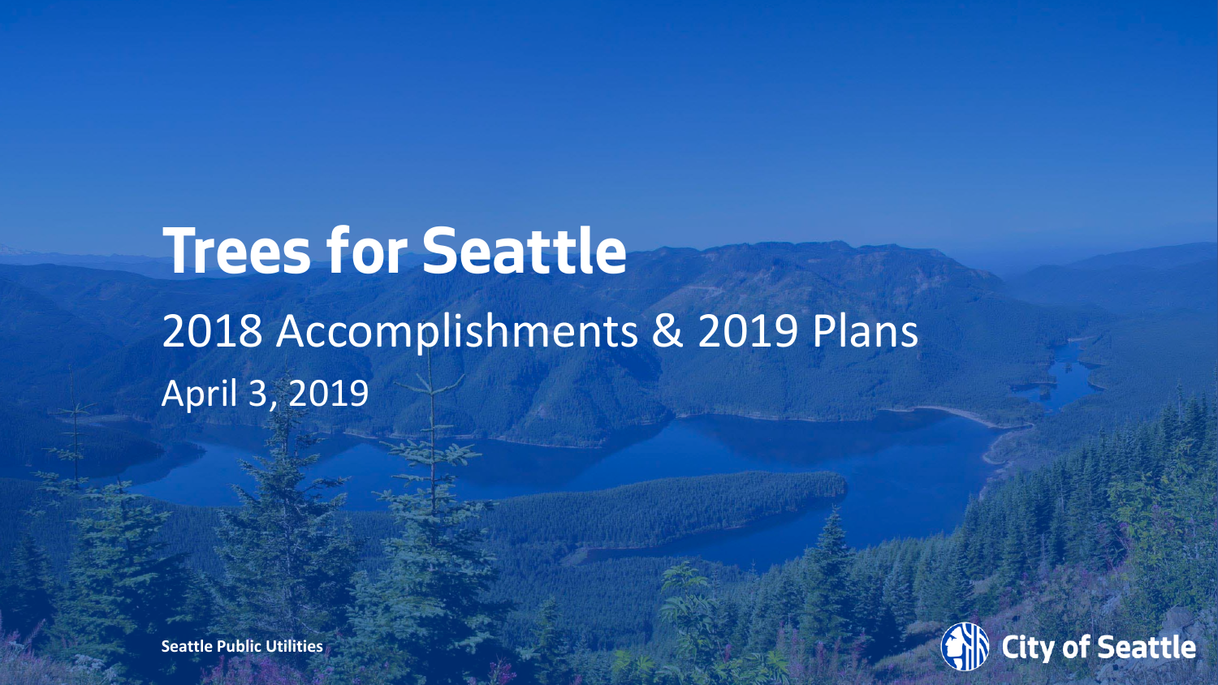# Trees for Seattle

## 2018 Accomplishments & 2019 Plans

April 3, 2019

**Seattle Public Utilities**

City of Seattle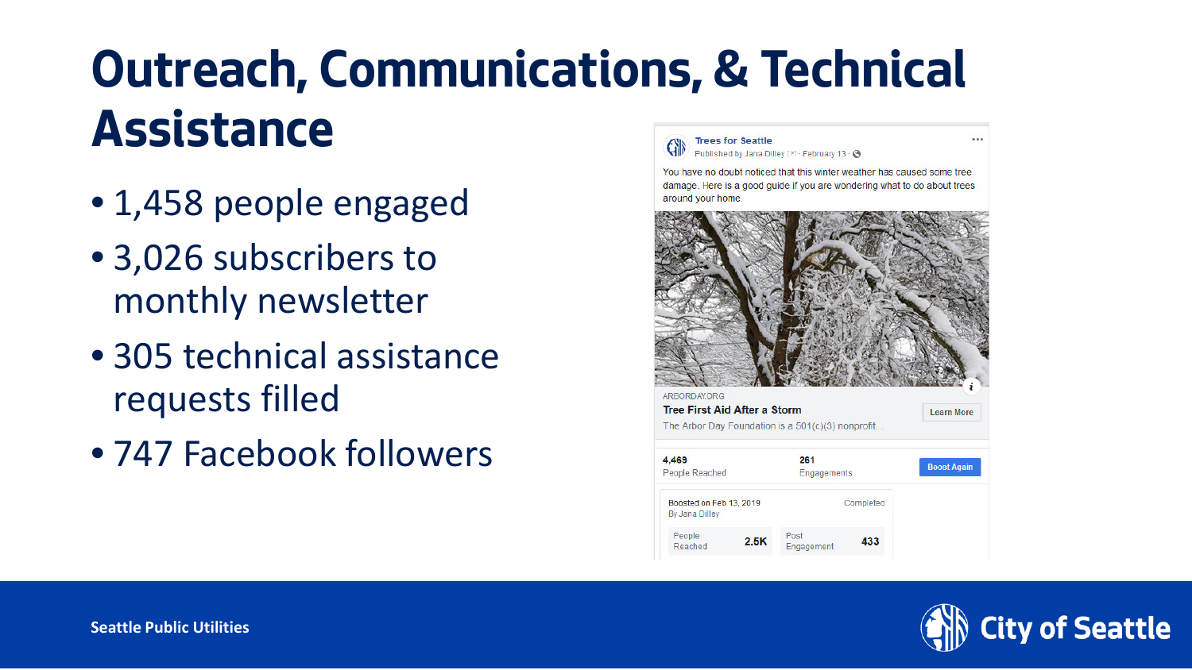# Outreach, Communications, & Technical Assistance

- 1,458 people engaged
- 3,026 subscribers to monthly newsletter
- 305 technical assistance requests filled
- 747 Facebook followers

Trees for Seattle
Published by Jana Dilley [?] · February 13 ·

You have no doubt noticed that this winter weather has caused some tree damage. Here is a good guide if you are wondering what to do about trees around your home.

ARBORDAY.ORG
**Tree First Aid After a Storm**
The Arbor Day Foundation is a 501(c)(3) nonprofit...

Learn More

| 4,469 | 261 |
|---|---|
| People Reached | Engagements |

Boost Again

Boosted on Feb 13, 2019
By Jana Dilley
Completed

| People Reached | 2.5K | Post Engagement | 433 |
|---|---|---|---|

Seattle Public Utilities

City of Seattle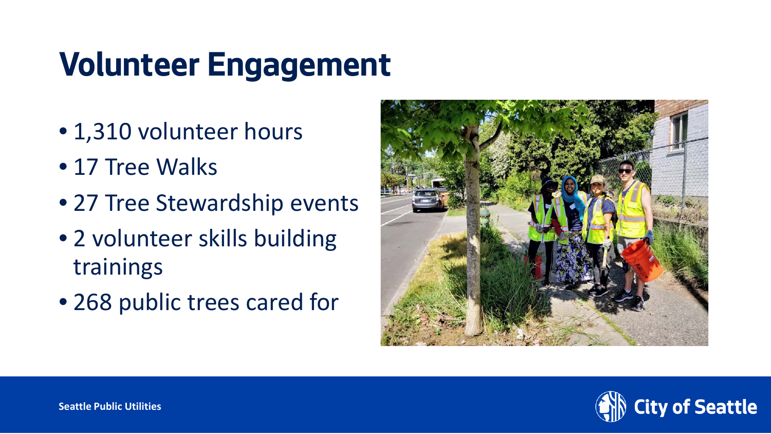# Volunteer Engagement

- 1,310 volunteer hours
- 17 Tree Walks
- 27 Tree Stewardship events
- 2 volunteer skills building trainings
- 268 public trees cared for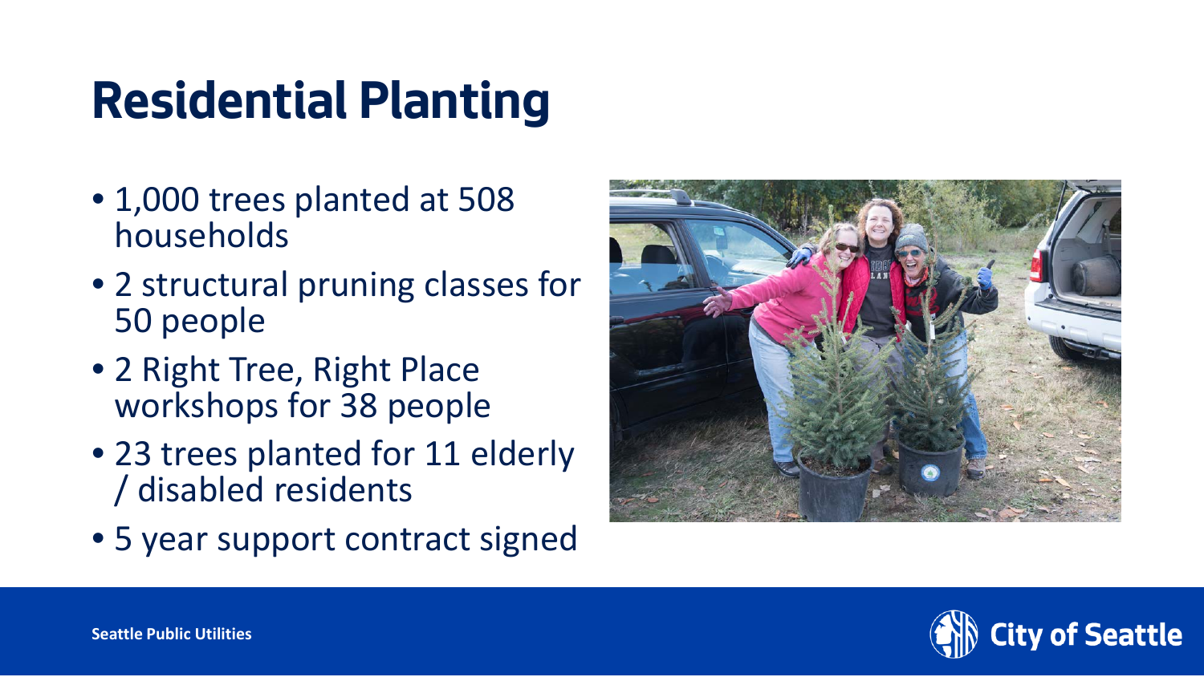# Residential Planting

- 1,000 trees planted at 508 households
- 2 structural pruning classes for 50 people
- 2 Right Tree, Right Place workshops for 38 people
- 23 trees planted for 11 elderly / disabled residents
- 5 year support contract signed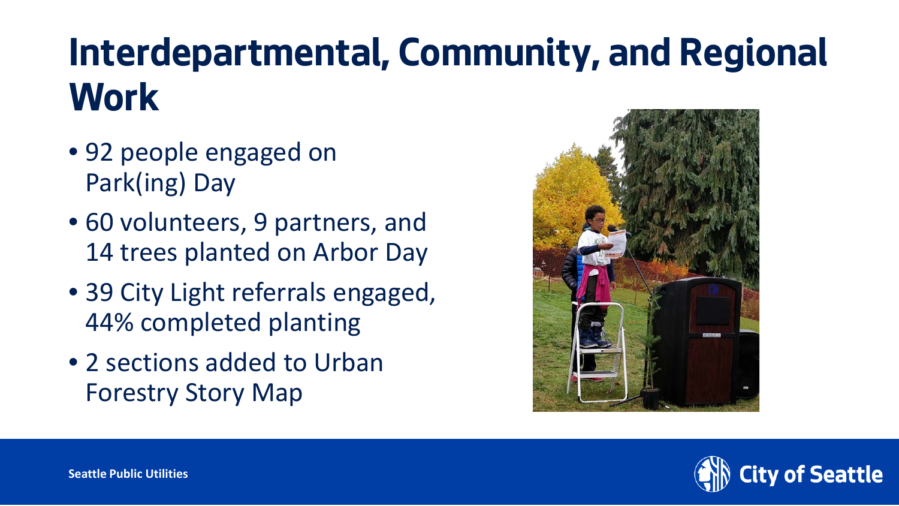# Interdepartmental, Community, and Regional Work

- 92 people engaged on Park(ing) Day
- 60 volunteers, 9 partners, and 14 trees planted on Arbor Day
- 39 City Light referrals engaged, 44% completed planting
- 2 sections added to Urban Forestry Story Map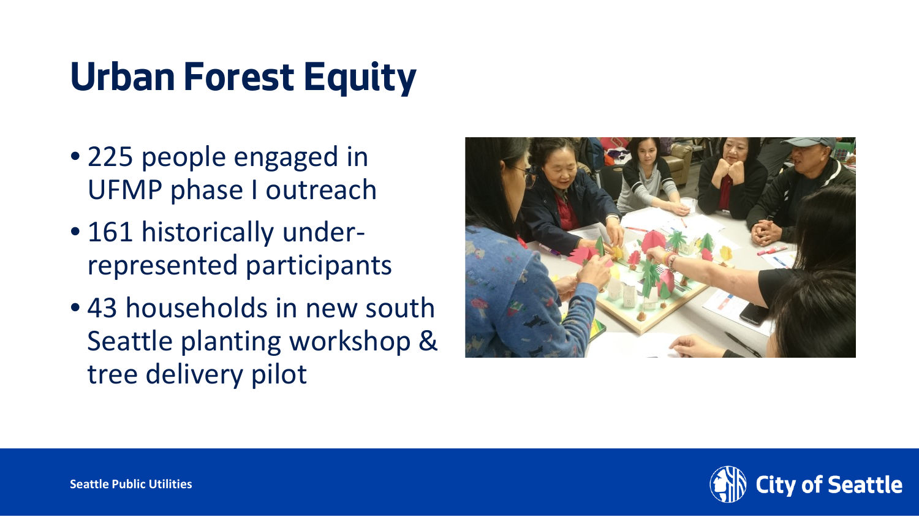# Urban Forest Equity

- 225 people engaged in UFMP phase I outreach
- 161 historically under-represented participants
- 43 households in new south Seattle planting workshop & tree delivery pilot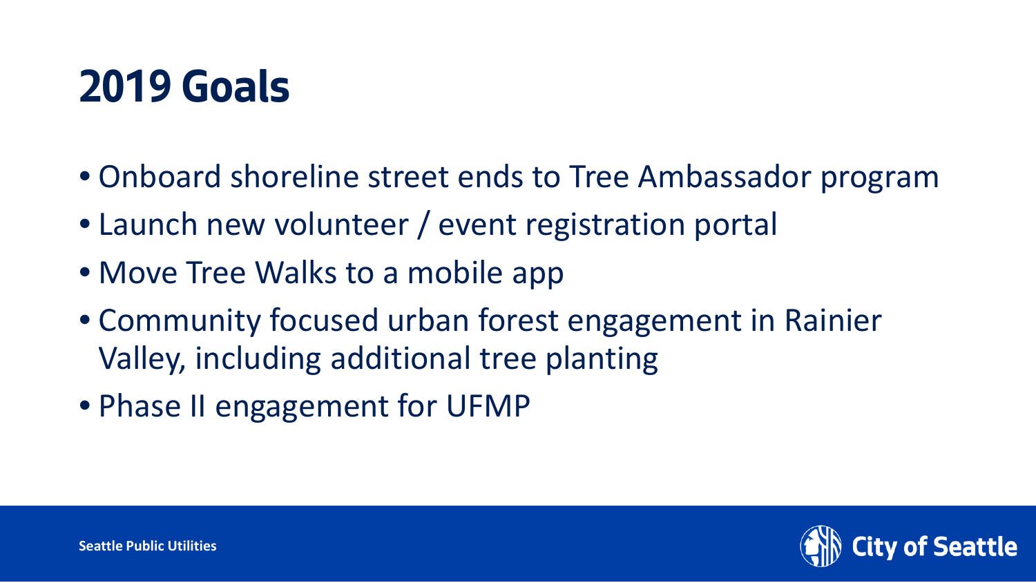# 2019 Goals

- Onboard shoreline street ends to Tree Ambassador program
- Launch new volunteer / event registration portal
- Move Tree Walks to a mobile app
- Community focused urban forest engagement in Rainier Valley, including additional tree planting
- Phase II engagement for UFMP